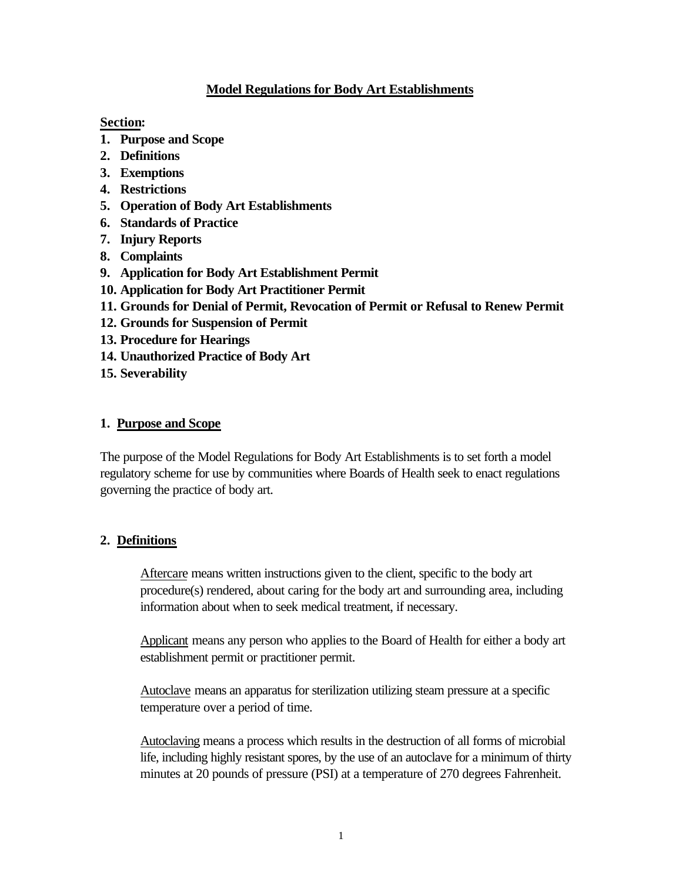# Model Regulations for Body Art Establishments

**Section:**

1. **Purpose and Scope**
2. **Definitions**
3. **Exemptions**
4. **Restrictions**
5. **Operation of Body Art Establishments**
6. **Standards of Practice**
7. **Injury Reports**
8. **Complaints**
9. **Application for Body Art Establishment Permit**
10. **Application for Body Art Practitioner Permit**
11. **Grounds for Denial of Permit, Revocation of Permit or Refusal to Renew Permit**
12. **Grounds for Suspension of Permit**
13. **Procedure for Hearings**
14. **Unauthorized Practice of Body Art**
15. **Severability**

## 1. Purpose and Scope

The purpose of the Model Regulations for Body Art Establishments is to set forth a model regulatory scheme for use by communities where Boards of Health seek to enact regulations governing the practice of body art.

## 2. Definitions

Aftercare means written instructions given to the client, specific to the body art procedure(s) rendered, about caring for the body art and surrounding area, including information about when to seek medical treatment, if necessary.

Applicant means any person who applies to the Board of Health for either a body art establishment permit or practitioner permit.

Autoclave means an apparatus for sterilization utilizing steam pressure at a specific temperature over a period of time.

Autoclaving means a process which results in the destruction of all forms of microbial life, including highly resistant spores, by the use of an autoclave for a minimum of thirty minutes at 20 pounds of pressure (PSI) at a temperature of 270 degrees Fahrenheit.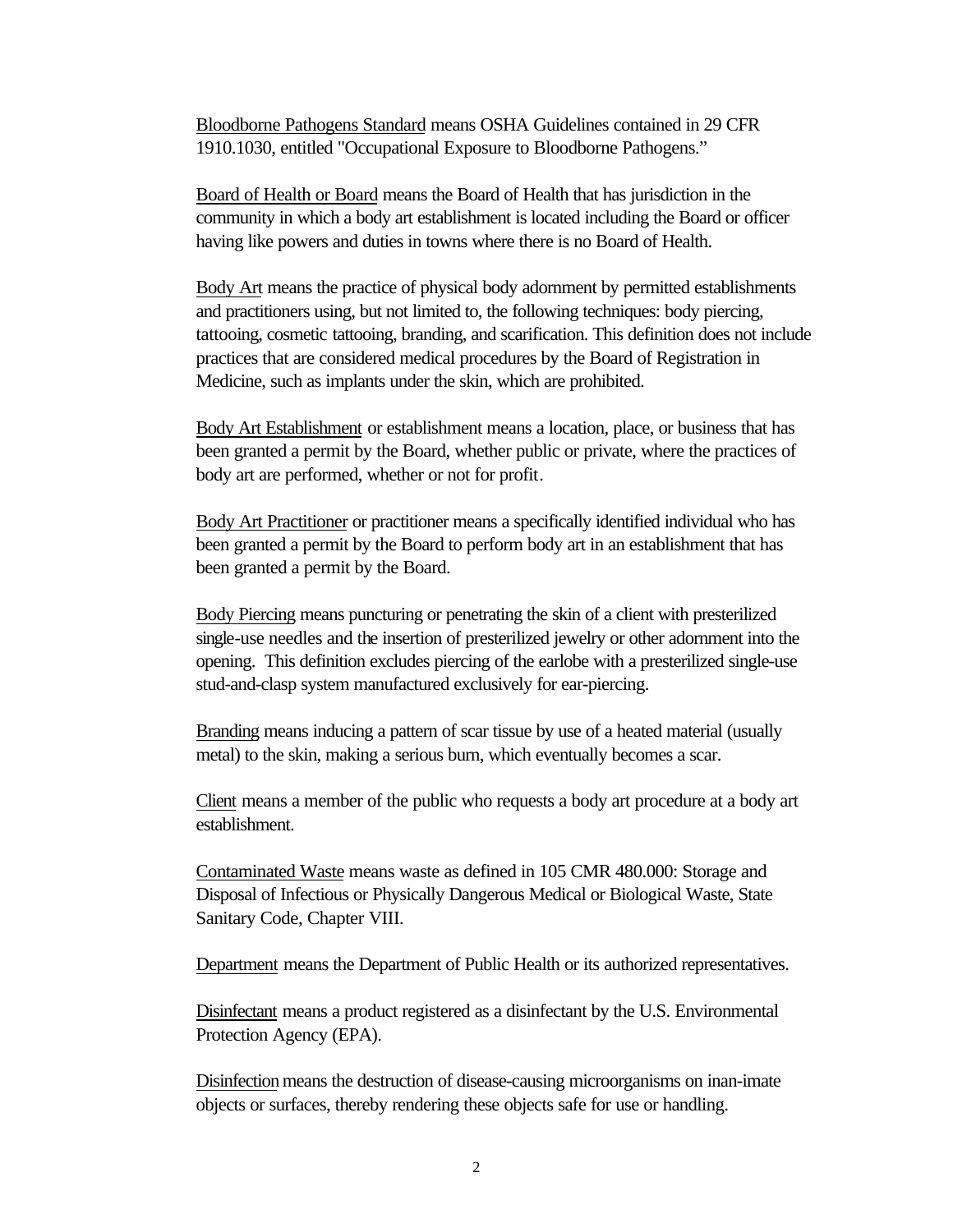Bloodborne Pathogens Standard means OSHA Guidelines contained in 29 CFR 1910.1030, entitled "Occupational Exposure to Bloodborne Pathogens."

Board of Health or Board means the Board of Health that has jurisdiction in the community in which a body art establishment is located including the Board or officer having like powers and duties in towns where there is no Board of Health.

Body Art means the practice of physical body adornment by permitted establishments and practitioners using, but not limited to, the following techniques: body piercing, tattooing, cosmetic tattooing, branding, and scarification. This definition does not include practices that are considered medical procedures by the Board of Registration in Medicine, such as implants under the skin, which are prohibited.

Body Art Establishment or establishment means a location, place, or business that has been granted a permit by the Board, whether public or private, where the practices of body art are performed, whether or not for profit.

Body Art Practitioner or practitioner means a specifically identified individual who has been granted a permit by the Board to perform body art in an establishment that has been granted a permit by the Board.

Body Piercing means puncturing or penetrating the skin of a client with presterilized single-use needles and the insertion of presterilized jewelry or other adornment into the opening. This definition excludes piercing of the earlobe with a presterilized single-use stud-and-clasp system manufactured exclusively for ear-piercing.

Branding means inducing a pattern of scar tissue by use of a heated material (usually metal) to the skin, making a serious burn, which eventually becomes a scar.

Client means a member of the public who requests a body art procedure at a body art establishment.

Contaminated Waste means waste as defined in 105 CMR 480.000: Storage and Disposal of Infectious or Physically Dangerous Medical or Biological Waste, State Sanitary Code, Chapter VIII.

Department means the Department of Public Health or its authorized representatives.

Disinfectant means a product registered as a disinfectant by the U.S. Environmental Protection Agency (EPA).

Disinfection means the destruction of disease-causing microorganisms on inan-imate objects or surfaces, thereby rendering these objects safe for use or handling.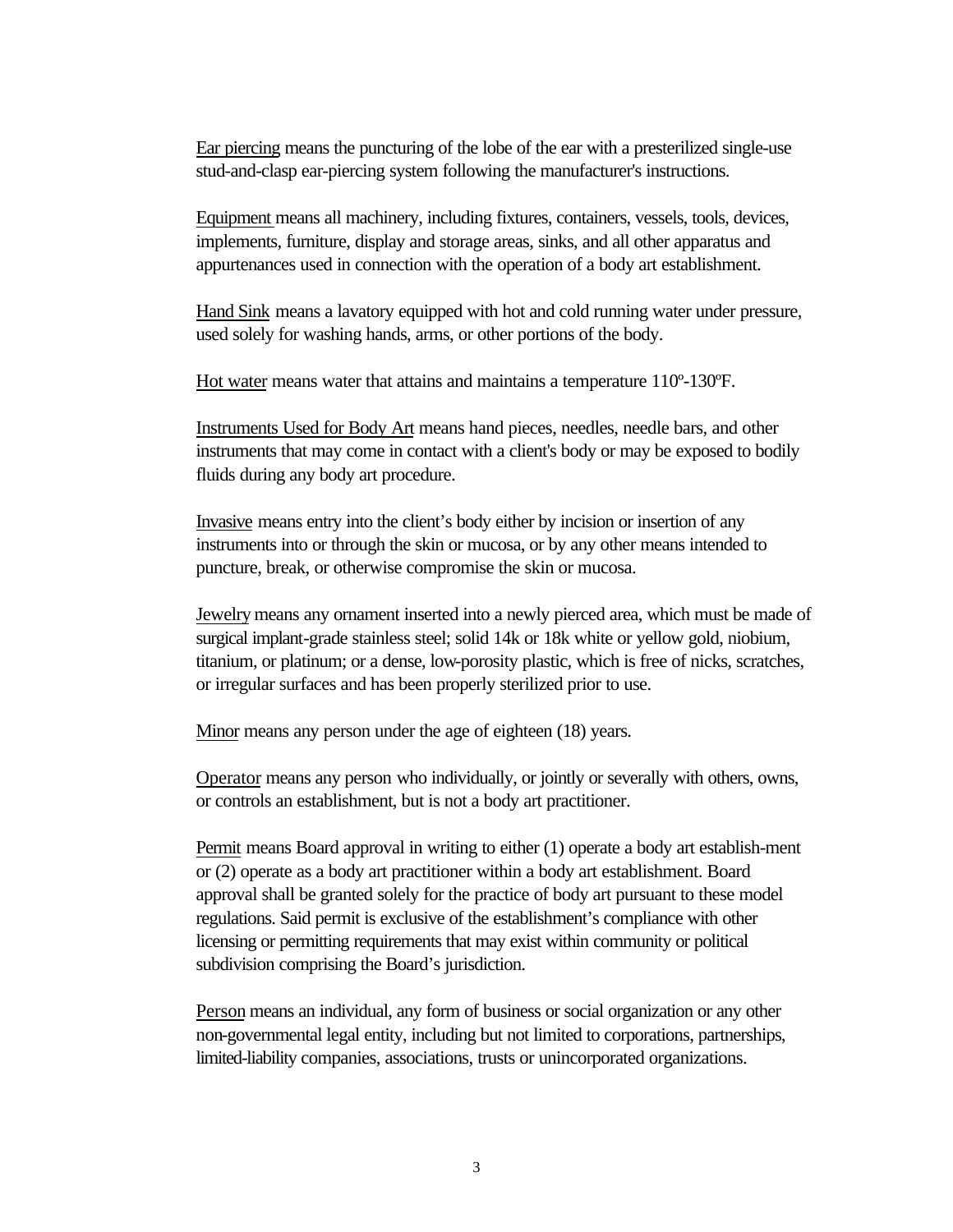Ear piercing means the puncturing of the lobe of the ear with a presterilized single-use stud-and-clasp ear-piercing system following the manufacturer's instructions.

Equipment means all machinery, including fixtures, containers, vessels, tools, devices, implements, furniture, display and storage areas, sinks, and all other apparatus and appurtenances used in connection with the operation of a body art establishment.

Hand Sink means a lavatory equipped with hot and cold running water under pressure, used solely for washing hands, arms, or other portions of the body.

Hot water means water that attains and maintains a temperature 110º-130ºF.

Instruments Used for Body Art means hand pieces, needles, needle bars, and other instruments that may come in contact with a client's body or may be exposed to bodily fluids during any body art procedure.

Invasive means entry into the client's body either by incision or insertion of any instruments into or through the skin or mucosa, or by any other means intended to puncture, break, or otherwise compromise the skin or mucosa.

Jewelry means any ornament inserted into a newly pierced area, which must be made of surgical implant-grade stainless steel; solid 14k or 18k white or yellow gold, niobium, titanium, or platinum; or a dense, low-porosity plastic, which is free of nicks, scratches, or irregular surfaces and has been properly sterilized prior to use.

Minor means any person under the age of eighteen (18) years.

Operator means any person who individually, or jointly or severally with others, owns, or controls an establishment, but is not a body art practitioner.

Permit means Board approval in writing to either (1) operate a body art establish-ment or (2) operate as a body art practitioner within a body art establishment. Board approval shall be granted solely for the practice of body art pursuant to these model regulations. Said permit is exclusive of the establishment's compliance with other licensing or permitting requirements that may exist within community or political subdivision comprising the Board's jurisdiction.

Person means an individual, any form of business or social organization or any other non-governmental legal entity, including but not limited to corporations, partnerships, limited-liability companies, associations, trusts or unincorporated organizations.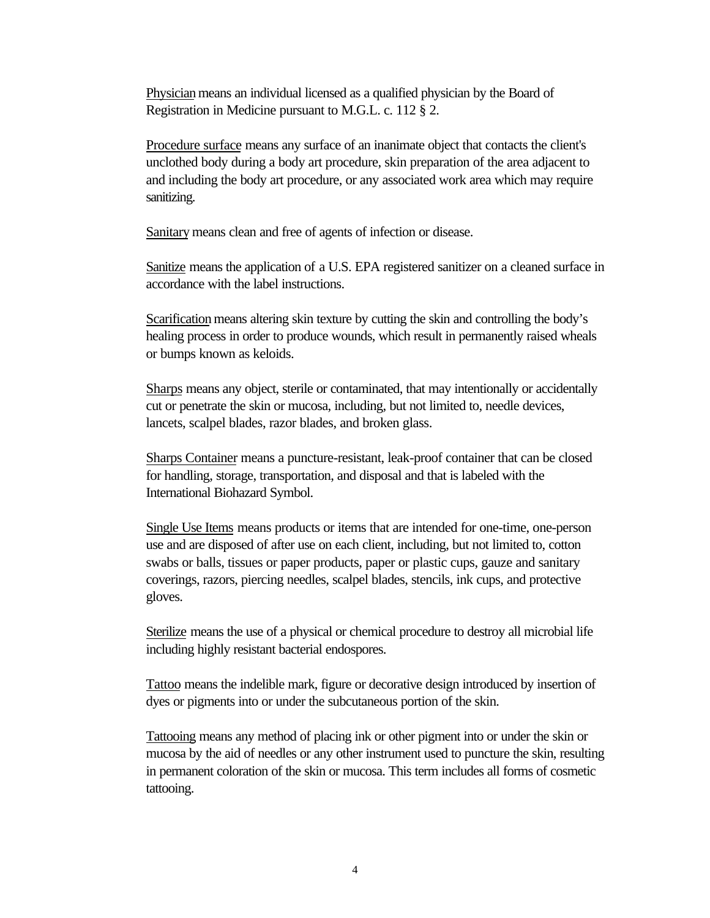<u>Physician</u> means an individual licensed as a qualified physician by the Board of Registration in Medicine pursuant to M.G.L. c. 112 § 2.

<u>Procedure surface</u> means any surface of an inanimate object that contacts the client's unclothed body during a body art procedure, skin preparation of the area adjacent to and including the body art procedure, or any associated work area which may require sanitizing.

<u>Sanitary</u> means clean and free of agents of infection or disease.

<u>Sanitize</u> means the application of a U.S. EPA registered sanitizer on a cleaned surface in accordance with the label instructions.

<u>Scarification</u> means altering skin texture by cutting the skin and controlling the body's healing process in order to produce wounds, which result in permanently raised wheals or bumps known as keloids.

<u>Sharps</u> means any object, sterile or contaminated, that may intentionally or accidentally cut or penetrate the skin or mucosa, including, but not limited to, needle devices, lancets, scalpel blades, razor blades, and broken glass.

<u>Sharps Container</u> means a puncture-resistant, leak-proof container that can be closed for handling, storage, transportation, and disposal and that is labeled with the International Biohazard Symbol.

<u>Single Use Items</u> means products or items that are intended for one-time, one-person use and are disposed of after use on each client, including, but not limited to, cotton swabs or balls, tissues or paper products, paper or plastic cups, gauze and sanitary coverings, razors, piercing needles, scalpel blades, stencils, ink cups, and protective gloves.

<u>Sterilize</u> means the use of a physical or chemical procedure to destroy all microbial life including highly resistant bacterial endospores.

<u>Tattoo</u> means the indelible mark, figure or decorative design introduced by insertion of dyes or pigments into or under the subcutaneous portion of the skin.

<u>Tattooing</u> means any method of placing ink or other pigment into or under the skin or mucosa by the aid of needles or any other instrument used to puncture the skin, resulting in permanent coloration of the skin or mucosa. This term includes all forms of cosmetic tattooing.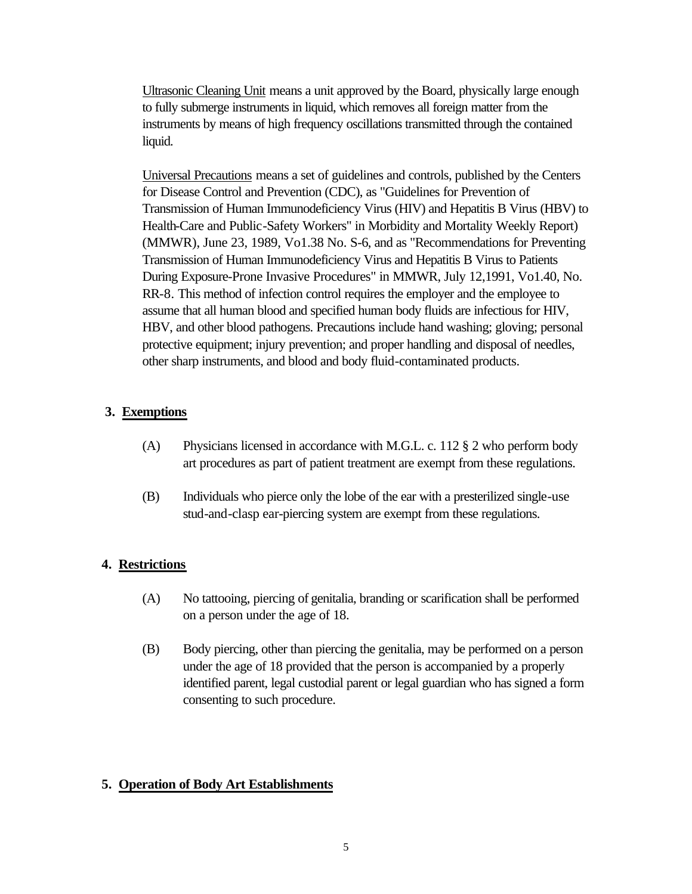Ultrasonic Cleaning Unit means a unit approved by the Board, physically large enough to fully submerge instruments in liquid, which removes all foreign matter from the instruments by means of high frequency oscillations transmitted through the contained liquid.

Universal Precautions means a set of guidelines and controls, published by the Centers for Disease Control and Prevention (CDC), as "Guidelines for Prevention of Transmission of Human Immunodeficiency Virus (HIV) and Hepatitis B Virus (HBV) to Health-Care and Public-Safety Workers" in Morbidity and Mortality Weekly Report) (MMWR), June 23, 1989, Vo1.38 No. S-6, and as "Recommendations for Preventing Transmission of Human Immunodeficiency Virus and Hepatitis B Virus to Patients During Exposure-Prone Invasive Procedures" in MMWR, July 12,1991, Vo1.40, No. RR-8. This method of infection control requires the employer and the employee to assume that all human blood and specified human body fluids are infectious for HIV, HBV, and other blood pathogens. Precautions include hand washing; gloving; personal protective equipment; injury prevention; and proper handling and disposal of needles, other sharp instruments, and blood and body fluid-contaminated products.

## 3. Exemptions

(A) Physicians licensed in accordance with M.G.L. c. 112 § 2 who perform body art procedures as part of patient treatment are exempt from these regulations.

(B) Individuals who pierce only the lobe of the ear with a presterilized single-use stud-and-clasp ear-piercing system are exempt from these regulations.

## 4. Restrictions

(A) No tattooing, piercing of genitalia, branding or scarification shall be performed on a person under the age of 18.

(B) Body piercing, other than piercing the genitalia, may be performed on a person under the age of 18 provided that the person is accompanied by a properly identified parent, legal custodial parent or legal guardian who has signed a form consenting to such procedure.

## 5. Operation of Body Art Establishments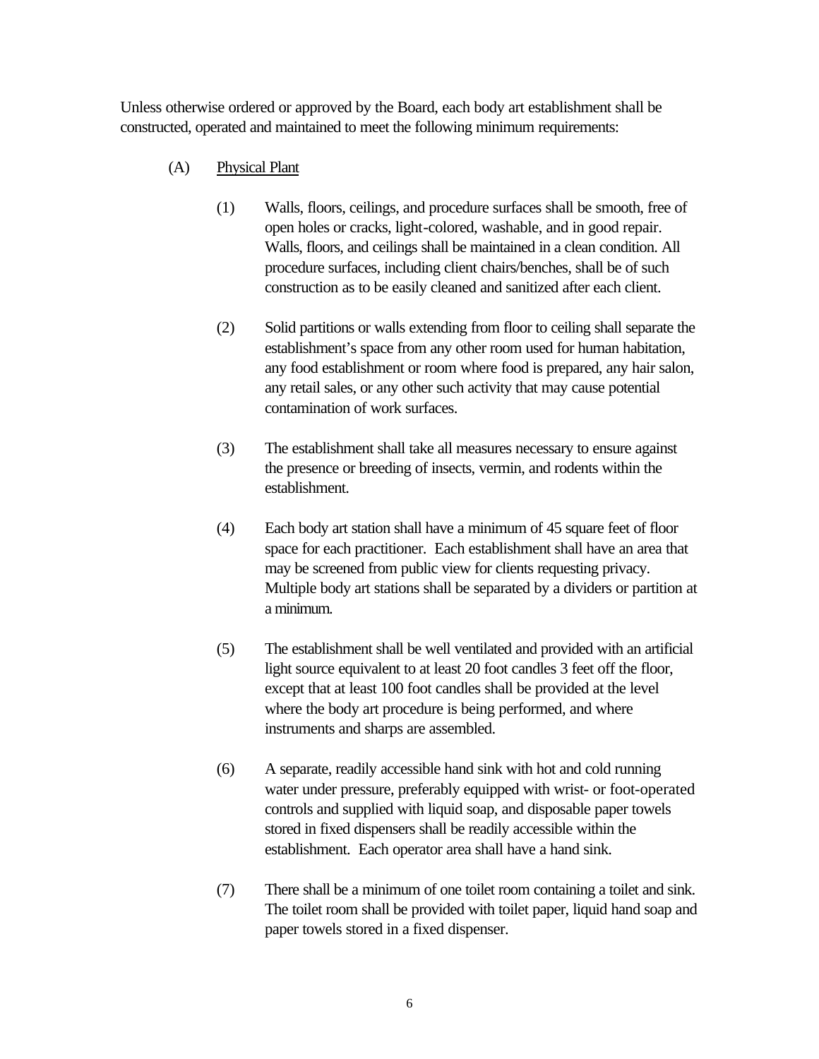Unless otherwise ordered or approved by the Board, each body art establishment shall be constructed, operated and maintained to meet the following minimum requirements:

(A) Physical Plant

(1) Walls, floors, ceilings, and procedure surfaces shall be smooth, free of open holes or cracks, light-colored, washable, and in good repair. Walls, floors, and ceilings shall be maintained in a clean condition. All procedure surfaces, including client chairs/benches, shall be of such construction as to be easily cleaned and sanitized after each client.

(2) Solid partitions or walls extending from floor to ceiling shall separate the establishment's space from any other room used for human habitation, any food establishment or room where food is prepared, any hair salon, any retail sales, or any other such activity that may cause potential contamination of work surfaces.

(3) The establishment shall take all measures necessary to ensure against the presence or breeding of insects, vermin, and rodents within the establishment.

(4) Each body art station shall have a minimum of 45 square feet of floor space for each practitioner. Each establishment shall have an area that may be screened from public view for clients requesting privacy. Multiple body art stations shall be separated by a dividers or partition at a minimum.

(5) The establishment shall be well ventilated and provided with an artificial light source equivalent to at least 20 foot candles 3 feet off the floor, except that at least 100 foot candles shall be provided at the level where the body art procedure is being performed, and where instruments and sharps are assembled.

(6) A separate, readily accessible hand sink with hot and cold running water under pressure, preferably equipped with wrist- or foot-operated controls and supplied with liquid soap, and disposable paper towels stored in fixed dispensers shall be readily accessible within the establishment. Each operator area shall have a hand sink.

(7) There shall be a minimum of one toilet room containing a toilet and sink. The toilet room shall be provided with toilet paper, liquid hand soap and paper towels stored in a fixed dispenser.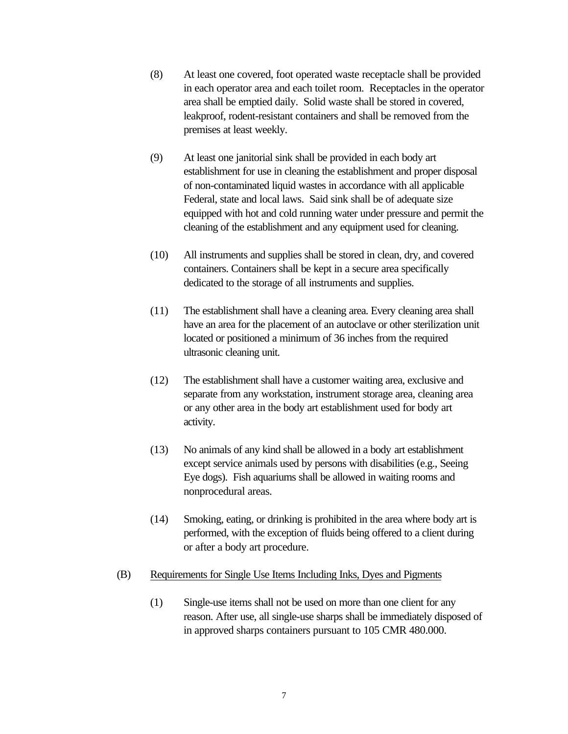(8) At least one covered, foot operated waste receptacle shall be provided in each operator area and each toilet room. Receptacles in the operator area shall be emptied daily. Solid waste shall be stored in covered, leakproof, rodent-resistant containers and shall be removed from the premises at least weekly.

(9) At least one janitorial sink shall be provided in each body art establishment for use in cleaning the establishment and proper disposal of non-contaminated liquid wastes in accordance with all applicable Federal, state and local laws. Said sink shall be of adequate size equipped with hot and cold running water under pressure and permit the cleaning of the establishment and any equipment used for cleaning.

(10) All instruments and supplies shall be stored in clean, dry, and covered containers. Containers shall be kept in a secure area specifically dedicated to the storage of all instruments and supplies.

(11) The establishment shall have a cleaning area. Every cleaning area shall have an area for the placement of an autoclave or other sterilization unit located or positioned a minimum of 36 inches from the required ultrasonic cleaning unit.

(12) The establishment shall have a customer waiting area, exclusive and separate from any workstation, instrument storage area, cleaning area or any other area in the body art establishment used for body art activity.

(13) No animals of any kind shall be allowed in a body art establishment except service animals used by persons with disabilities (e.g., Seeing Eye dogs). Fish aquariums shall be allowed in waiting rooms and nonprocedural areas.

(14) Smoking, eating, or drinking is prohibited in the area where body art is performed, with the exception of fluids being offered to a client during or after a body art procedure.

(B) Requirements for Single Use Items Including Inks, Dyes and Pigments

(1) Single-use items shall not be used on more than one client for any reason. After use, all single-use sharps shall be immediately disposed of in approved sharps containers pursuant to 105 CMR 480.000.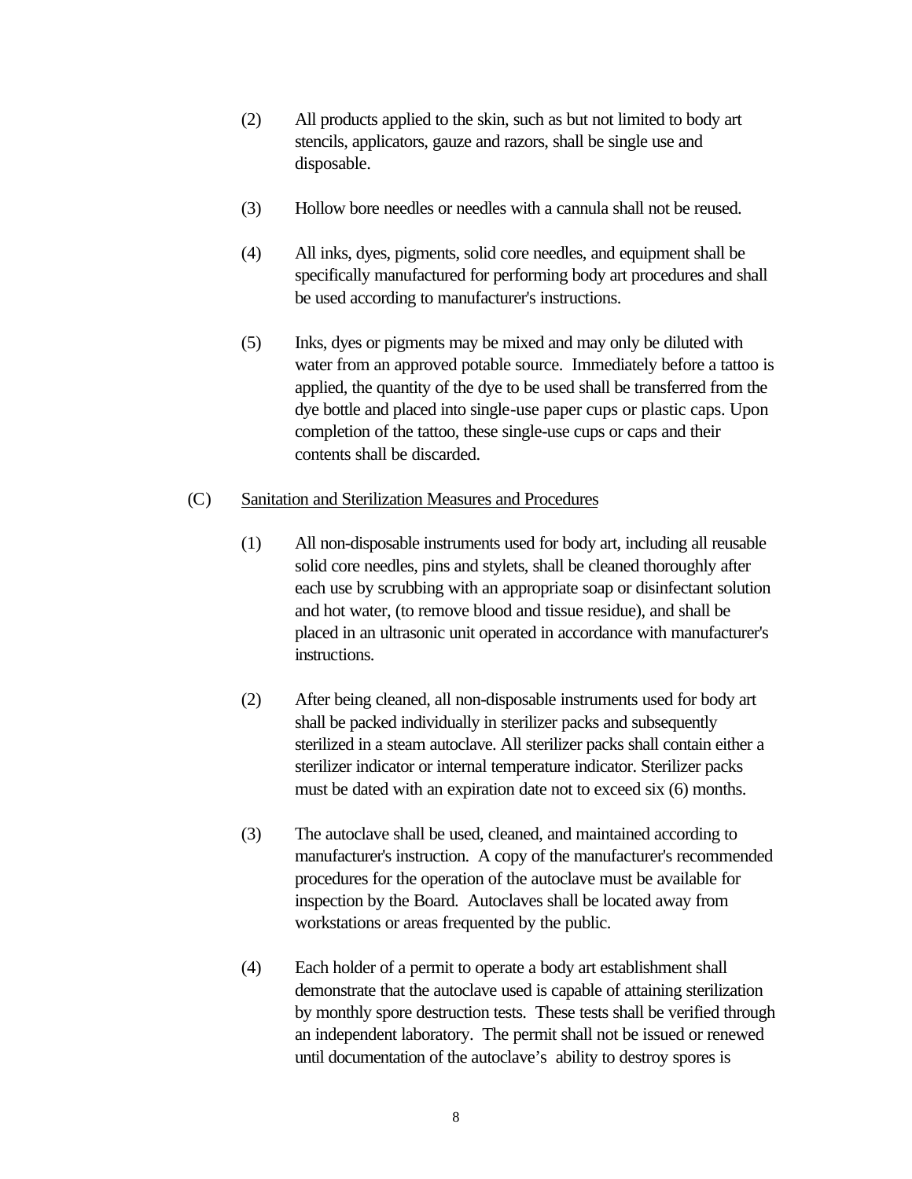(2) All products applied to the skin, such as but not limited to body art stencils, applicators, gauze and razors, shall be single use and disposable.

(3) Hollow bore needles or needles with a cannula shall not be reused.

(4) All inks, dyes, pigments, solid core needles, and equipment shall be specifically manufactured for performing body art procedures and shall be used according to manufacturer's instructions.

(5) Inks, dyes or pigments may be mixed and may only be diluted with water from an approved potable source. Immediately before a tattoo is applied, the quantity of the dye to be used shall be transferred from the dye bottle and placed into single-use paper cups or plastic caps. Upon completion of the tattoo, these single-use cups or caps and their contents shall be discarded.

(C) Sanitation and Sterilization Measures and Procedures

(1) All non-disposable instruments used for body art, including all reusable solid core needles, pins and stylets, shall be cleaned thoroughly after each use by scrubbing with an appropriate soap or disinfectant solution and hot water, (to remove blood and tissue residue), and shall be placed in an ultrasonic unit operated in accordance with manufacturer's instructions.

(2) After being cleaned, all non-disposable instruments used for body art shall be packed individually in sterilizer packs and subsequently sterilized in a steam autoclave. All sterilizer packs shall contain either a sterilizer indicator or internal temperature indicator. Sterilizer packs must be dated with an expiration date not to exceed six (6) months.

(3) The autoclave shall be used, cleaned, and maintained according to manufacturer's instruction. A copy of the manufacturer's recommended procedures for the operation of the autoclave must be available for inspection by the Board. Autoclaves shall be located away from workstations or areas frequented by the public.

(4) Each holder of a permit to operate a body art establishment shall demonstrate that the autoclave used is capable of attaining sterilization by monthly spore destruction tests. These tests shall be verified through an independent laboratory. The permit shall not be issued or renewed until documentation of the autoclave's ability to destroy spores is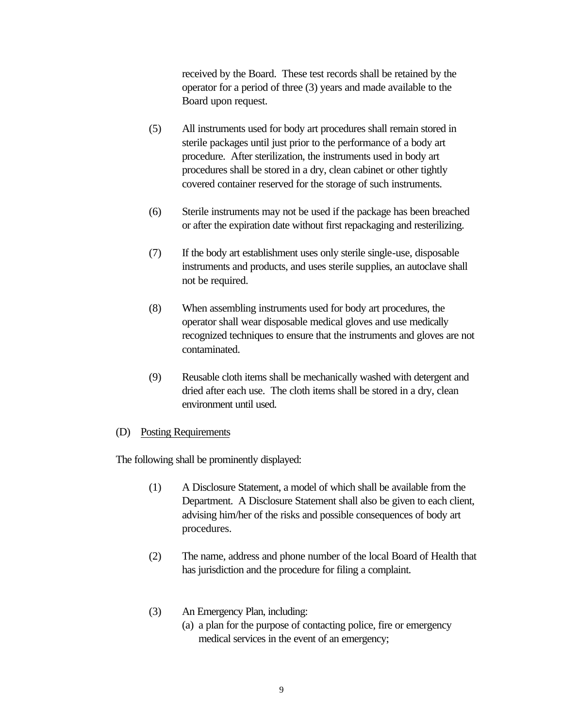received by the Board. These test records shall be retained by the operator for a period of three (3) years and made available to the Board upon request.

(5) All instruments used for body art procedures shall remain stored in sterile packages until just prior to the performance of a body art procedure. After sterilization, the instruments used in body art procedures shall be stored in a dry, clean cabinet or other tightly covered container reserved for the storage of such instruments.

(6) Sterile instruments may not be used if the package has been breached or after the expiration date without first repackaging and resterilizing.

(7) If the body art establishment uses only sterile single-use, disposable instruments and products, and uses sterile supplies, an autoclave shall not be required.

(8) When assembling instruments used for body art procedures, the operator shall wear disposable medical gloves and use medically recognized techniques to ensure that the instruments and gloves are not contaminated.

(9) Reusable cloth items shall be mechanically washed with detergent and dried after each use. The cloth items shall be stored in a dry, clean environment until used.

(D) <u>Posting Requirements</u>

The following shall be prominently displayed:

(1) A Disclosure Statement, a model of which shall be available from the Department. A Disclosure Statement shall also be given to each client, advising him/her of the risks and possible consequences of body art procedures.

(2) The name, address and phone number of the local Board of Health that has jurisdiction and the procedure for filing a complaint.

(3) An Emergency Plan, including:
(a) a plan for the purpose of contacting police, fire or emergency medical services in the event of an emergency;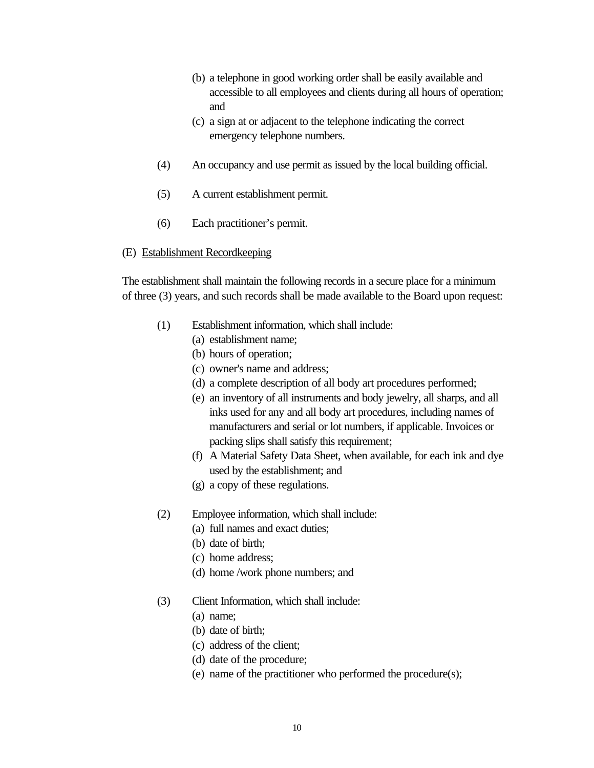(b) a telephone in good working order shall be easily available and accessible to all employees and clients during all hours of operation; and

(c) a sign at or adjacent to the telephone indicating the correct emergency telephone numbers.

(4) An occupancy and use permit as issued by the local building official.

(5) A current establishment permit.

(6) Each practitioner's permit.

(E) <u>Establishment Recordkeeping</u>

The establishment shall maintain the following records in a secure place for a minimum of three (3) years, and such records shall be made available to the Board upon request:

(1) Establishment information, which shall include:

(a) establishment name;

(b) hours of operation;

(c) owner's name and address;

(d) a complete description of all body art procedures performed;

(e) an inventory of all instruments and body jewelry, all sharps, and all inks used for any and all body art procedures, including names of manufacturers and serial or lot numbers, if applicable. Invoices or packing slips shall satisfy this requirement;

(f) A Material Safety Data Sheet, when available, for each ink and dye used by the establishment; and

(g) a copy of these regulations.

(2) Employee information, which shall include:

(a) full names and exact duties;

(b) date of birth;

(c) home address;

(d) home /work phone numbers; and

(3) Client Information, which shall include:

(a) name;

(b) date of birth;

(c) address of the client;

(d) date of the procedure;

(e) name of the practitioner who performed the procedure(s);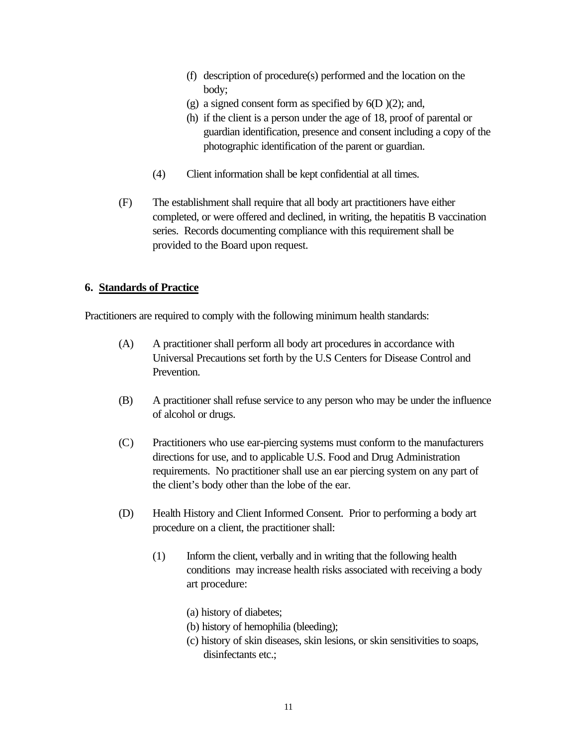(f) description of procedure(s) performed and the location on the body;

(g) a signed consent form as specified by 6(D )(2); and,

(h) if the client is a person under the age of 18, proof of parental or guardian identification, presence and consent including a copy of the photographic identification of the parent or guardian.

(4) Client information shall be kept confidential at all times.

(F) The establishment shall require that all body art practitioners have either completed, or were offered and declined, in writing, the hepatitis B vaccination series. Records documenting compliance with this requirement shall be provided to the Board upon request.

## 6. Standards of Practice

Practitioners are required to comply with the following minimum health standards:

(A) A practitioner shall perform all body art procedures in accordance with Universal Precautions set forth by the U.S Centers for Disease Control and Prevention.

(B) A practitioner shall refuse service to any person who may be under the influence of alcohol or drugs.

(C) Practitioners who use ear-piercing systems must conform to the manufacturers directions for use, and to applicable U.S. Food and Drug Administration requirements. No practitioner shall use an ear piercing system on any part of the client's body other than the lobe of the ear.

(D) Health History and Client Informed Consent. Prior to performing a body art procedure on a client, the practitioner shall:

(1) Inform the client, verbally and in writing that the following health conditions may increase health risks associated with receiving a body art procedure:

(a) history of diabetes;

(b) history of hemophilia (bleeding);

(c) history of skin diseases, skin lesions, or skin sensitivities to soaps, disinfectants etc.;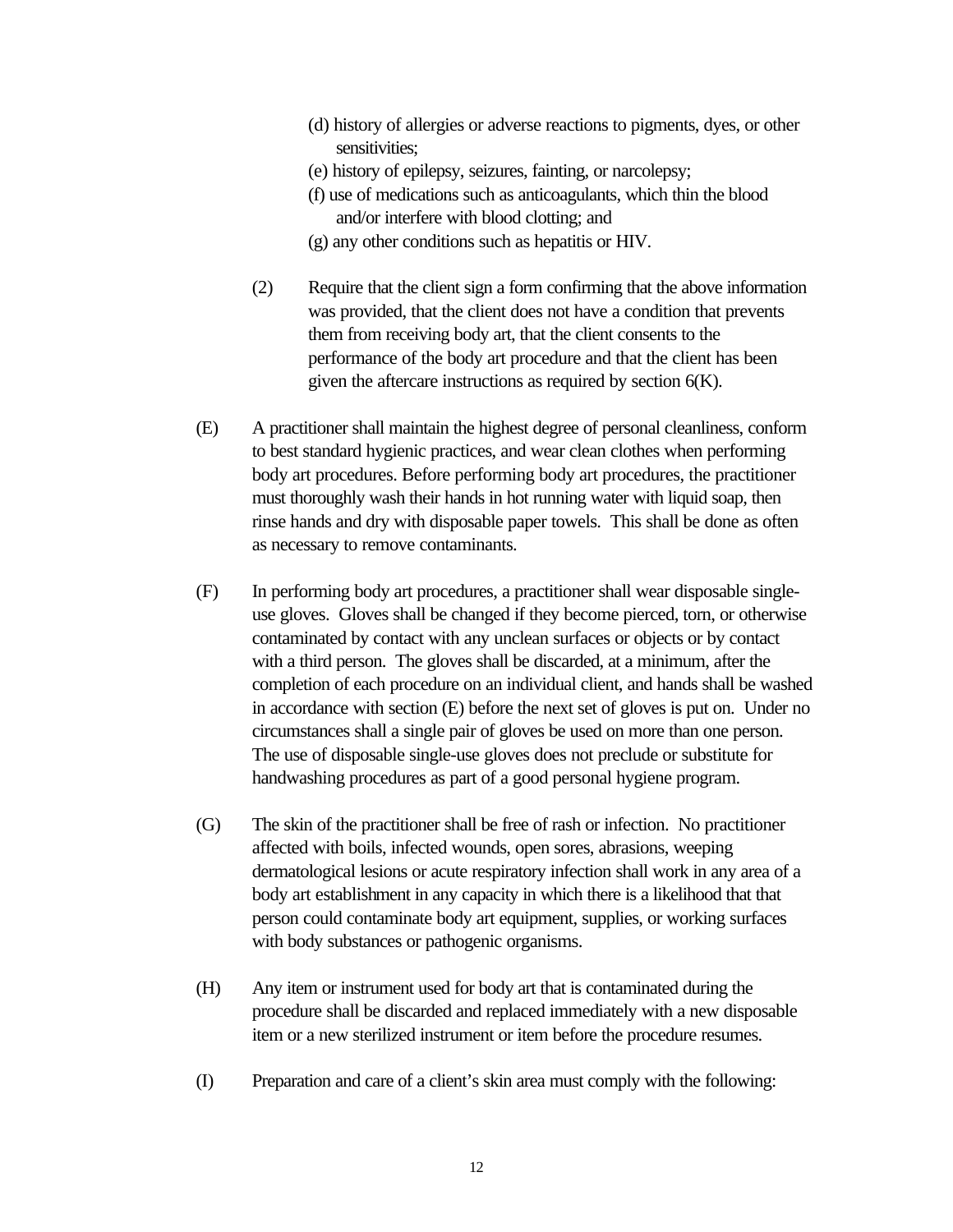(d) history of allergies or adverse reactions to pigments, dyes, or other sensitivities;

(e) history of epilepsy, seizures, fainting, or narcolepsy;

(f) use of medications such as anticoagulants, which thin the blood and/or interfere with blood clotting; and

(g) any other conditions such as hepatitis or HIV.

(2) Require that the client sign a form confirming that the above information was provided, that the client does not have a condition that prevents them from receiving body art, that the client consents to the performance of the body art procedure and that the client has been given the aftercare instructions as required by section 6(K).

(E) A practitioner shall maintain the highest degree of personal cleanliness, conform to best standard hygienic practices, and wear clean clothes when performing body art procedures. Before performing body art procedures, the practitioner must thoroughly wash their hands in hot running water with liquid soap, then rinse hands and dry with disposable paper towels. This shall be done as often as necessary to remove contaminants.

(F) In performing body art procedures, a practitioner shall wear disposable single-use gloves. Gloves shall be changed if they become pierced, torn, or otherwise contaminated by contact with any unclean surfaces or objects or by contact with a third person. The gloves shall be discarded, at a minimum, after the completion of each procedure on an individual client, and hands shall be washed in accordance with section (E) before the next set of gloves is put on. Under no circumstances shall a single pair of gloves be used on more than one person. The use of disposable single-use gloves does not preclude or substitute for handwashing procedures as part of a good personal hygiene program.

(G) The skin of the practitioner shall be free of rash or infection. No practitioner affected with boils, infected wounds, open sores, abrasions, weeping dermatological lesions or acute respiratory infection shall work in any area of a body art establishment in any capacity in which there is a likelihood that that person could contaminate body art equipment, supplies, or working surfaces with body substances or pathogenic organisms.

(H) Any item or instrument used for body art that is contaminated during the procedure shall be discarded and replaced immediately with a new disposable item or a new sterilized instrument or item before the procedure resumes.

(I) Preparation and care of a client's skin area must comply with the following: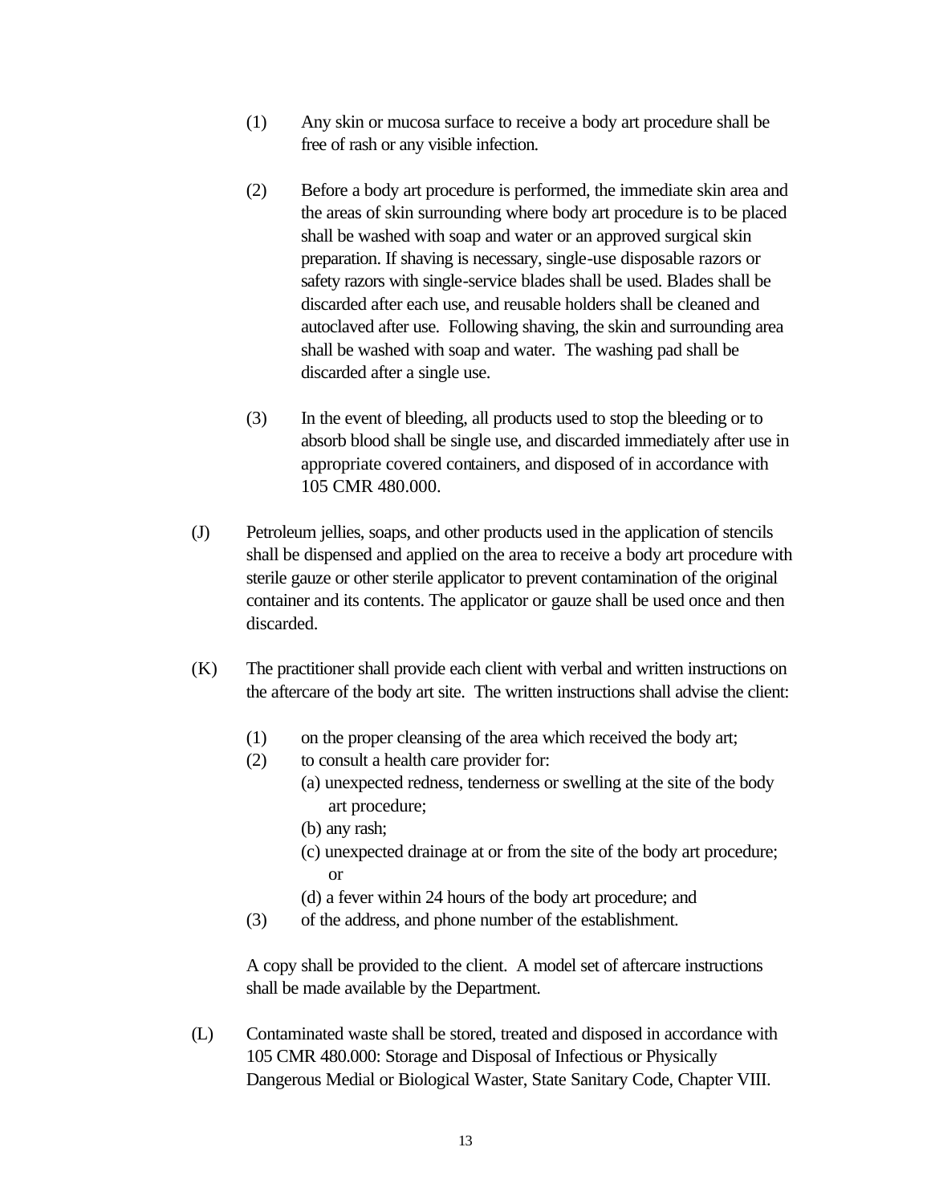(1) Any skin or mucosa surface to receive a body art procedure shall be free of rash or any visible infection.

(2) Before a body art procedure is performed, the immediate skin area and the areas of skin surrounding where body art procedure is to be placed shall be washed with soap and water or an approved surgical skin preparation. If shaving is necessary, single-use disposable razors or safety razors with single-service blades shall be used. Blades shall be discarded after each use, and reusable holders shall be cleaned and autoclaved after use. Following shaving, the skin and surrounding area shall be washed with soap and water. The washing pad shall be discarded after a single use.

(3) In the event of bleeding, all products used to stop the bleeding or to absorb blood shall be single use, and discarded immediately after use in appropriate covered containers, and disposed of in accordance with 105 CMR 480.000.

(J) Petroleum jellies, soaps, and other products used in the application of stencils shall be dispensed and applied on the area to receive a body art procedure with sterile gauze or other sterile applicator to prevent contamination of the original container and its contents. The applicator or gauze shall be used once and then discarded.

(K) The practitioner shall provide each client with verbal and written instructions on the aftercare of the body art site. The written instructions shall advise the client:

(1) on the proper cleansing of the area which received the body art;
(2) to consult a health care provider for:
(a) unexpected redness, tenderness or swelling at the site of the body art procedure;
(b) any rash;
(c) unexpected drainage at or from the site of the body art procedure; or
(d) a fever within 24 hours of the body art procedure; and
(3) of the address, and phone number of the establishment.

A copy shall be provided to the client. A model set of aftercare instructions shall be made available by the Department.

(L) Contaminated waste shall be stored, treated and disposed in accordance with 105 CMR 480.000: Storage and Disposal of Infectious or Physically Dangerous Medial or Biological Waster, State Sanitary Code, Chapter VIII.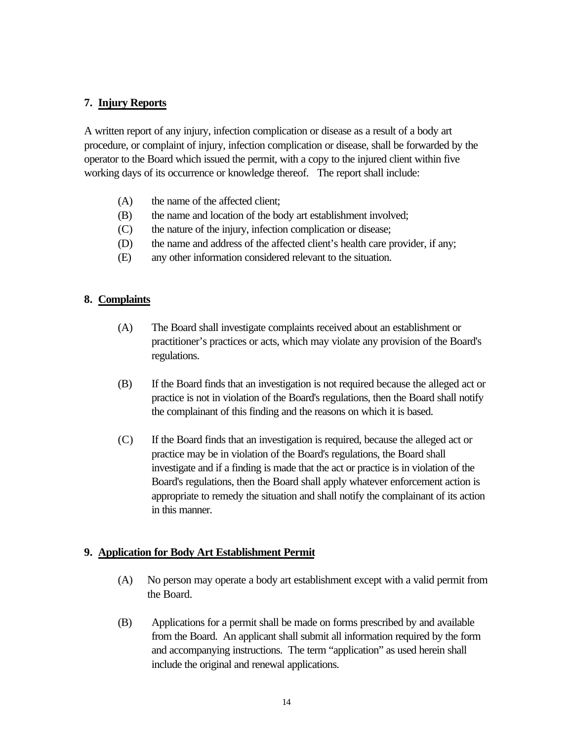## 7. Injury Reports

A written report of any injury, infection complication or disease as a result of a body art procedure, or complaint of injury, infection complication or disease, shall be forwarded by the operator to the Board which issued the permit, with a copy to the injured client within five working days of its occurrence or knowledge thereof. The report shall include:

(A) the name of the affected client;

(B) the name and location of the body art establishment involved;

(C) the nature of the injury, infection complication or disease;

(D) the name and address of the affected client's health care provider, if any;

(E) any other information considered relevant to the situation.

## 8. Complaints

(A) The Board shall investigate complaints received about an establishment or practitioner's practices or acts, which may violate any provision of the Board's regulations.

(B) If the Board finds that an investigation is not required because the alleged act or practice is not in violation of the Board's regulations, then the Board shall notify the complainant of this finding and the reasons on which it is based.

(C) If the Board finds that an investigation is required, because the alleged act or practice may be in violation of the Board's regulations, the Board shall investigate and if a finding is made that the act or practice is in violation of the Board's regulations, then the Board shall apply whatever enforcement action is appropriate to remedy the situation and shall notify the complainant of its action in this manner.

## 9. Application for Body Art Establishment Permit

(A) No person may operate a body art establishment except with a valid permit from the Board.

(B) Applications for a permit shall be made on forms prescribed by and available from the Board. An applicant shall submit all information required by the form and accompanying instructions. The term "application" as used herein shall include the original and renewal applications.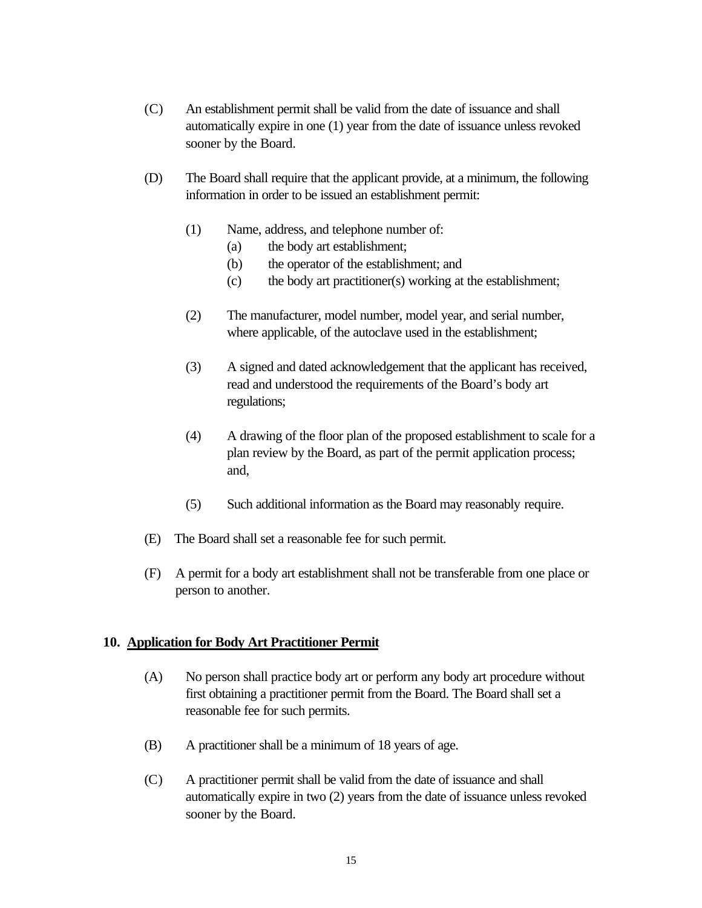(C) An establishment permit shall be valid from the date of issuance and shall automatically expire in one (1) year from the date of issuance unless revoked sooner by the Board.

(D) The Board shall require that the applicant provide, at a minimum, the following information in order to be issued an establishment permit:

> (1) Name, address, and telephone number of:
> > (a) the body art establishment;
> > (b) the operator of the establishment; and
> > (c) the body art practitioner(s) working at the establishment;
>
> (2) The manufacturer, model number, model year, and serial number, where applicable, of the autoclave used in the establishment;
>
> (3) A signed and dated acknowledgement that the applicant has received, read and understood the requirements of the Board's body art regulations;
>
> (4) A drawing of the floor plan of the proposed establishment to scale for a plan review by the Board, as part of the permit application process; and,
>
> (5) Such additional information as the Board may reasonably require.

(E) The Board shall set a reasonable fee for such permit.

(F) A permit for a body art establishment shall not be transferable from one place or person to another.

## 10. Application for Body Art Practitioner Permit

(A) No person shall practice body art or perform any body art procedure without first obtaining a practitioner permit from the Board. The Board shall set a reasonable fee for such permits.

(B) A practitioner shall be a minimum of 18 years of age.

(C) A practitioner permit shall be valid from the date of issuance and shall automatically expire in two (2) years from the date of issuance unless revoked sooner by the Board.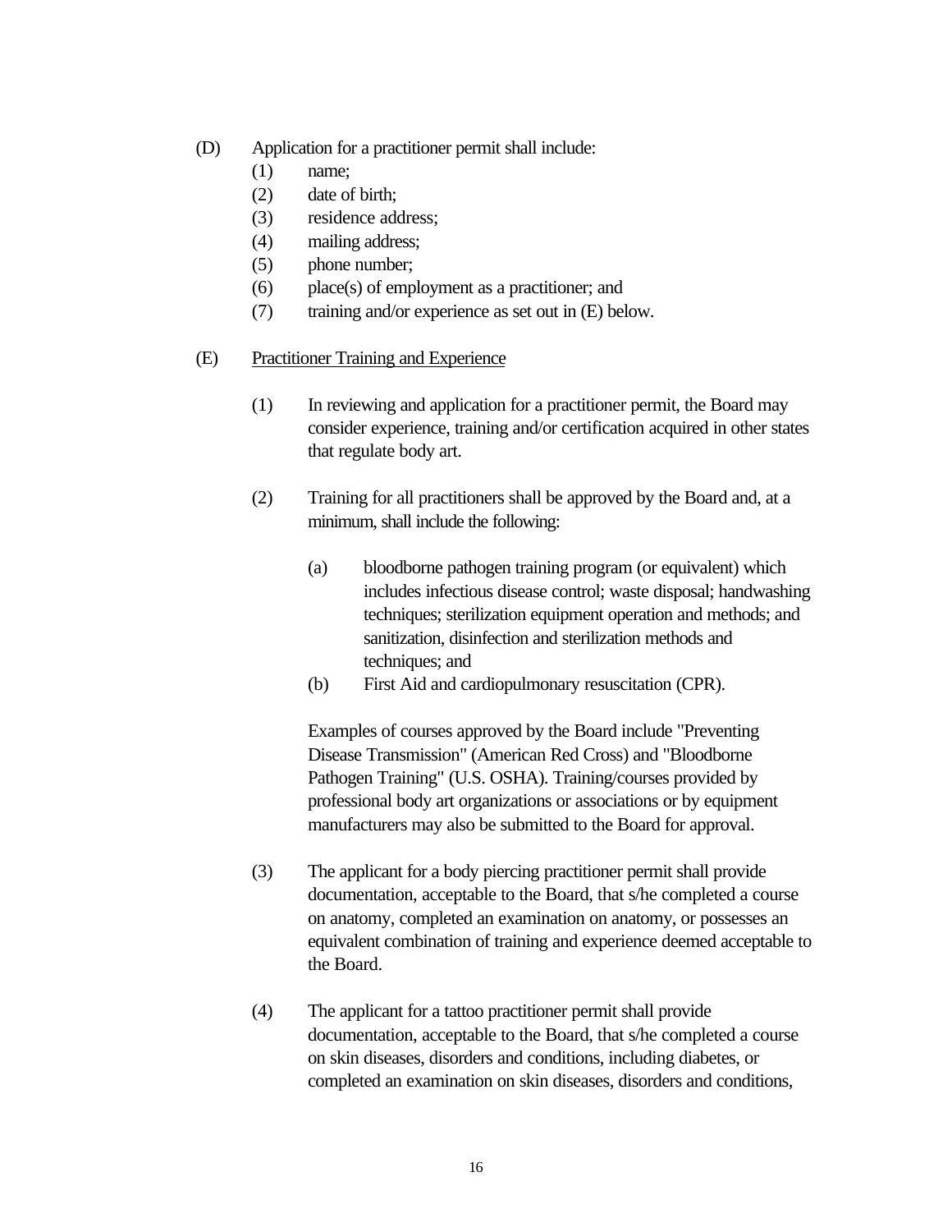(D) Application for a practitioner permit shall include:

(1) name;
(2) date of birth;
(3) residence address;
(4) mailing address;
(5) phone number;
(6) place(s) of employment as a practitioner; and
(7) training and/or experience as set out in (E) below.

(E) Practitioner Training and Experience

(1) In reviewing and application for a practitioner permit, the Board may consider experience, training and/or certification acquired in other states that regulate body art.

(2) Training for all practitioners shall be approved by the Board and, at a minimum, shall include the following:

(a) bloodborne pathogen training program (or equivalent) which includes infectious disease control; waste disposal; handwashing techniques; sterilization equipment operation and methods; and sanitization, disinfection and sterilization methods and techniques; and
(b) First Aid and cardiopulmonary resuscitation (CPR).

Examples of courses approved by the Board include "Preventing Disease Transmission" (American Red Cross) and "Bloodborne Pathogen Training" (U.S. OSHA). Training/courses provided by professional body art organizations or associations or by equipment manufacturers may also be submitted to the Board for approval.

(3) The applicant for a body piercing practitioner permit shall provide documentation, acceptable to the Board, that s/he completed a course on anatomy, completed an examination on anatomy, or possesses an equivalent combination of training and experience deemed acceptable to the Board.

(4) The applicant for a tattoo practitioner permit shall provide documentation, acceptable to the Board, that s/he completed a course on skin diseases, disorders and conditions, including diabetes, or completed an examination on skin diseases, disorders and conditions,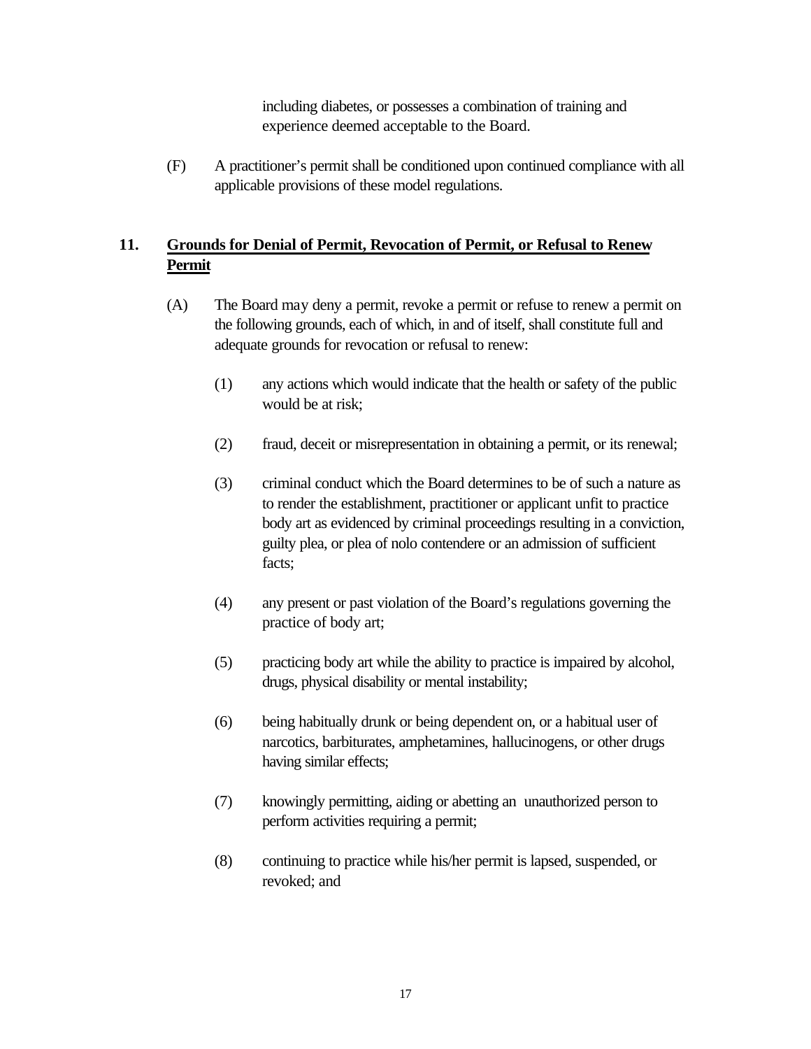including diabetes, or possesses a combination of training and experience deemed acceptable to the Board.

(F) A practitioner's permit shall be conditioned upon continued compliance with all applicable provisions of these model regulations.

## 11. <u>Grounds for Denial of Permit, Revocation of Permit, or Refusal to Renew Permit</u>

(A) The Board may deny a permit, revoke a permit or refuse to renew a permit on the following grounds, each of which, in and of itself, shall constitute full and adequate grounds for revocation or refusal to renew:

(1) any actions which would indicate that the health or safety of the public would be at risk;

(2) fraud, deceit or misrepresentation in obtaining a permit, or its renewal;

(3) criminal conduct which the Board determines to be of such a nature as to render the establishment, practitioner or applicant unfit to practice body art as evidenced by criminal proceedings resulting in a conviction, guilty plea, or plea of nolo contendere or an admission of sufficient facts;

(4) any present or past violation of the Board's regulations governing the practice of body art;

(5) practicing body art while the ability to practice is impaired by alcohol, drugs, physical disability or mental instability;

(6) being habitually drunk or being dependent on, or a habitual user of narcotics, barbiturates, amphetamines, hallucinogens, or other drugs having similar effects;

(7) knowingly permitting, aiding or abetting an unauthorized person to perform activities requiring a permit;

(8) continuing to practice while his/her permit is lapsed, suspended, or revoked; and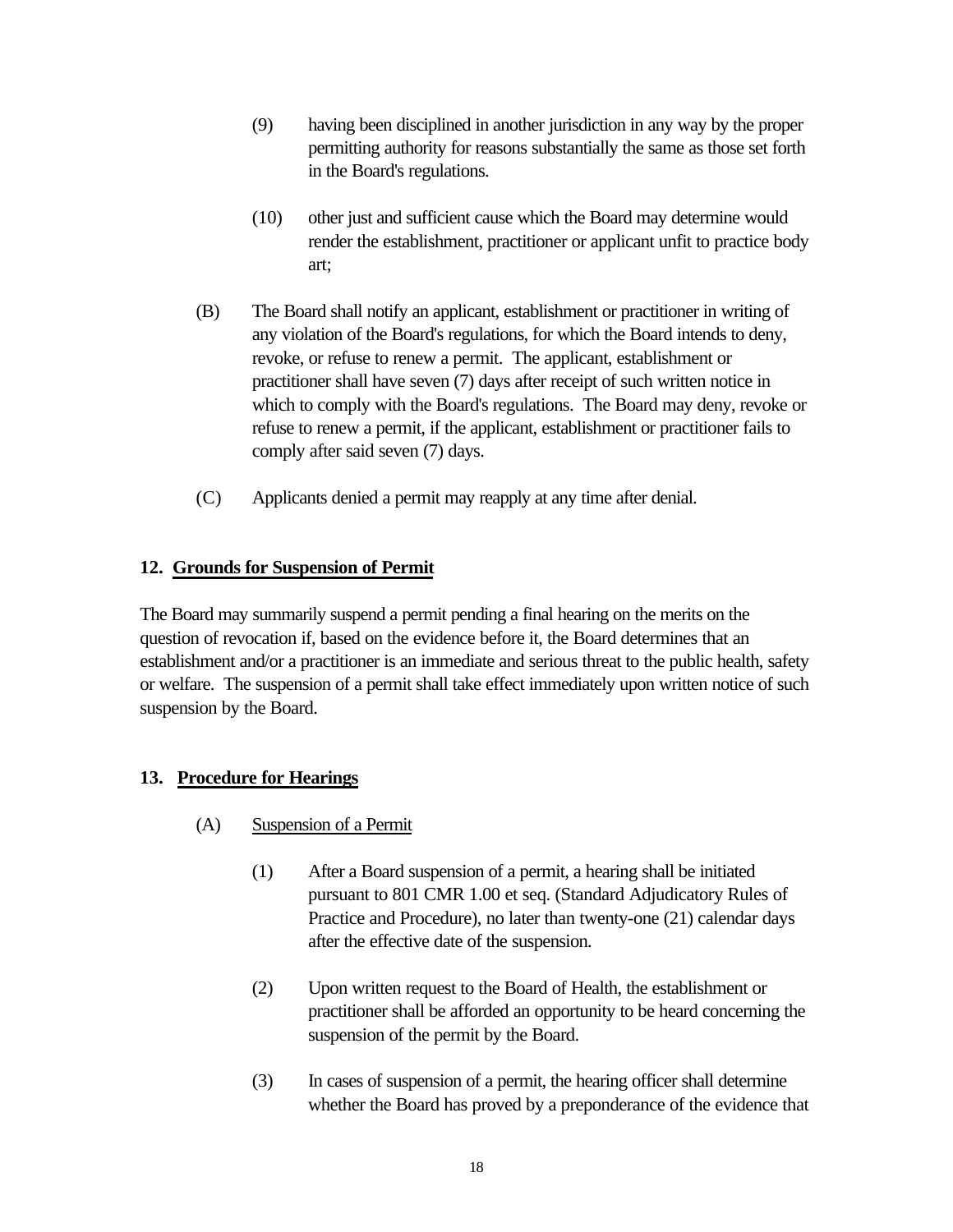(9) having been disciplined in another jurisdiction in any way by the proper permitting authority for reasons substantially the same as those set forth in the Board's regulations.

(10) other just and sufficient cause which the Board may determine would render the establishment, practitioner or applicant unfit to practice body art;

(B) The Board shall notify an applicant, establishment or practitioner in writing of any violation of the Board's regulations, for which the Board intends to deny, revoke, or refuse to renew a permit. The applicant, establishment or practitioner shall have seven (7) days after receipt of such written notice in which to comply with the Board's regulations. The Board may deny, revoke or refuse to renew a permit, if the applicant, establishment or practitioner fails to comply after said seven (7) days.

(C) Applicants denied a permit may reapply at any time after denial.

**12. <u>Grounds for Suspension of Permit</u>**

The Board may summarily suspend a permit pending a final hearing on the merits on the question of revocation if, based on the evidence before it, the Board determines that an establishment and/or a practitioner is an immediate and serious threat to the public health, safety or welfare. The suspension of a permit shall take effect immediately upon written notice of such suspension by the Board.

**13. <u>Procedure for Hearings</u>**

(A) <u>Suspension of a Permit</u>

(1) After a Board suspension of a permit, a hearing shall be initiated pursuant to 801 CMR 1.00 et seq. (Standard Adjudicatory Rules of Practice and Procedure), no later than twenty-one (21) calendar days after the effective date of the suspension.

(2) Upon written request to the Board of Health, the establishment or practitioner shall be afforded an opportunity to be heard concerning the suspension of the permit by the Board.

(3) In cases of suspension of a permit, the hearing officer shall determine whether the Board has proved by a preponderance of the evidence that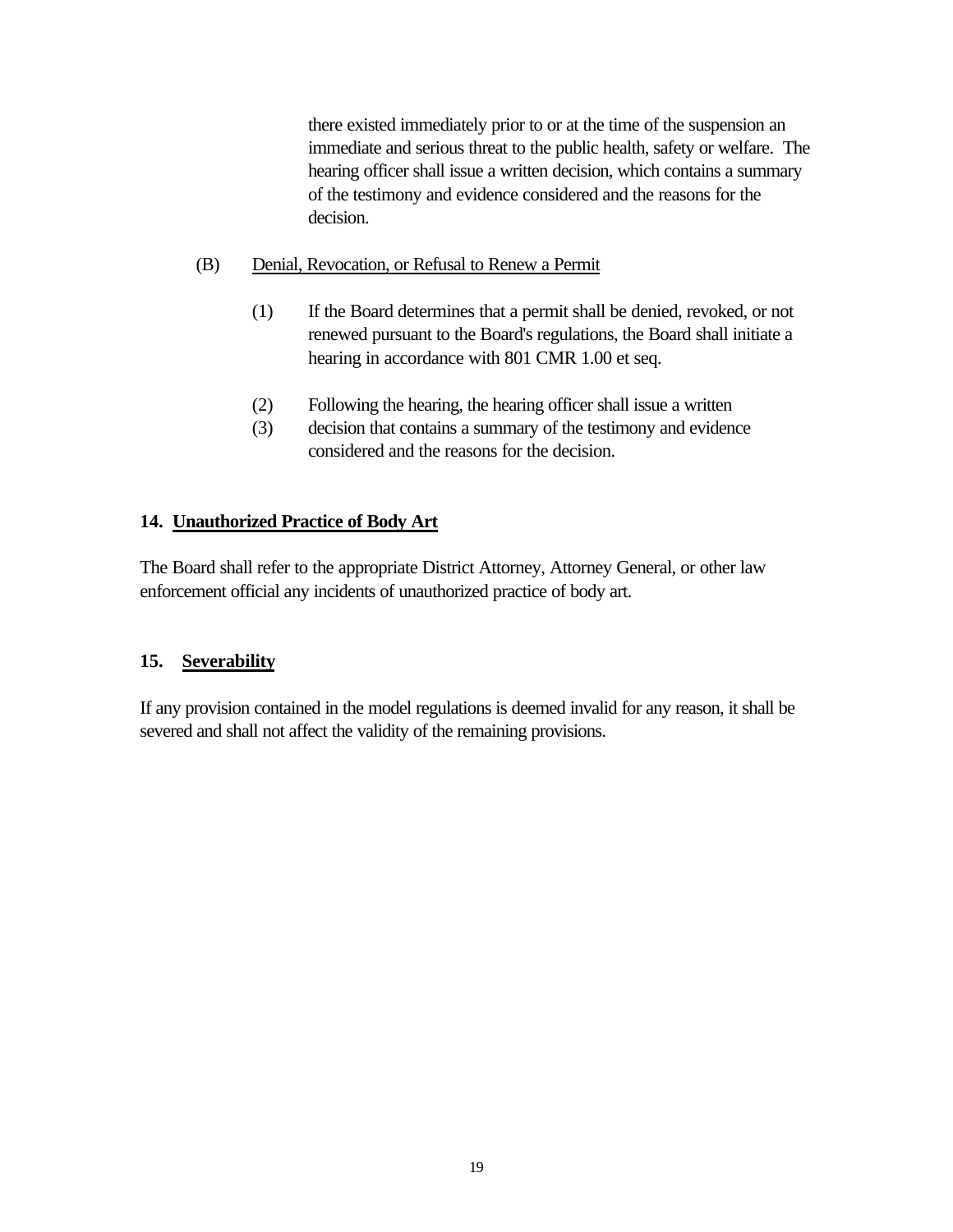there existed immediately prior to or at the time of the suspension an immediate and serious threat to the public health, safety or welfare. The hearing officer shall issue a written decision, which contains a summary of the testimony and evidence considered and the reasons for the decision.

(B) Denial, Revocation, or Refusal to Renew a Permit

(1) If the Board determines that a permit shall be denied, revoked, or not renewed pursuant to the Board's regulations, the Board shall initiate a hearing in accordance with 801 CMR 1.00 et seq.

(2) Following the hearing, the hearing officer shall issue a written
(3) decision that contains a summary of the testimony and evidence considered and the reasons for the decision.

## 14. Unauthorized Practice of Body Art

The Board shall refer to the appropriate District Attorney, Attorney General, or other law enforcement official any incidents of unauthorized practice of body art.

## 15. Severability

If any provision contained in the model regulations is deemed invalid for any reason, it shall be severed and shall not affect the validity of the remaining provisions.